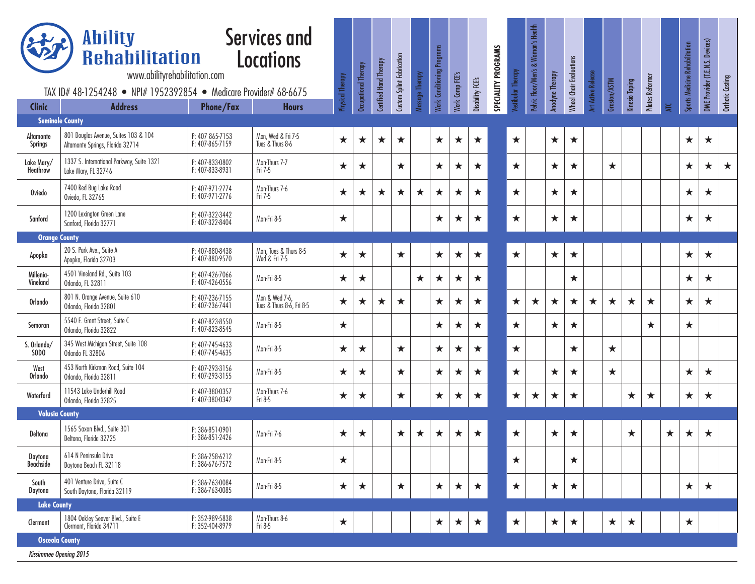# Ability Rehabilitation

www.abilityrehabilitation.com

## Services and Locations

TAX ID# 48-1254248 • NPI# 1952392854 • Medicare Provider# 68-6675

| Clinic | Address | Phone/Fax | Hours | Physical Therapy | Occupational Therapy | Certified Hand Therapy | Custom Splint Fabrication | Massage Therapy | Work Conditioning Programs | Work Comp FCE's | Disability FCE's | SPECIALITY PROGRAMS | Vestibular Therapy | Pelvic Floor/Men's & Woman's Health | Anodyne Therapy | Wheel Chair Evaluations | Art Active Release | Graston/ASTM | Kinesio Taping | Pilates Reformer | ATC | Sports Medicine Rehabilitation | DME Provider (T.E.N.S. Devices) | Orthotic Casting |
|---|---|---|---|---|---|---|---|---|---|---|---|---|---|---|---|---|---|---|---|---|---|---|---|---|
| **Seminole County** | | | | | | | | | | | | | | | | | | | | | | | | |
| Altamonte Springs | 801 Douglas Avenue, Suites 103 & 104 Altamonte Springs, Florida 32714 | P: 407 865-7153 F: 407-865-7159 | Mon, Wed & Fri 7-5 Tues & Thurs 8-6 | ★ | ★ | ★ | ★ | | ★ | ★ | ★ | | ★ | | ★ | ★ | | | | | | ★ | ★ | |
| Lake Mary/ Heathrow | 1337 S. International Parkway, Suite 1321 Lake Mary, FL 32746 | P: 407-833-0802 F: 407-833-8931 | Mon-Thurs 7-7 Fri 7-5 | ★ | ★ | | ★ | | ★ | ★ | ★ | | ★ | | ★ | ★ | | ★ | | | | ★ | ★ | ★ |
| Oviedo | 7400 Red Bug Lake Road Oviedo, FL 32765 | P: 407-971-2774 F: 407-971-2776 | Mon-Thurs 7-6 Fri 7-5 | ★ | ★ | ★ | ★ | ★ | ★ | ★ | ★ | | ★ | | ★ | ★ | | | | | | ★ | ★ | |
| Sanford | 1200 Lexington Green Lane Sanford, Florida 32771 | P: 407-322-3442 F: 407-322-8404 | Mon-Fri 8-5 | ★ | | | | | ★ | ★ | ★ | | ★ | | ★ | ★ | | | | | | ★ | ★ | |
| **Orange County** | | | | | | | | | | | | | | | | | | | | | | | | |
| Apopka | 20 S. Park Ave., Suite A Apopka, Florida 32703 | P: 407-880-8438 F: 407-880-9570 | Mon, Tues & Thurs 8-5 Wed & Fri 7-5 | ★ | ★ | | ★ | | ★ | ★ | ★ | | ★ | | ★ | ★ | | | | | | ★ | ★ | |
| Millenia-Vineland | 4501 Vineland Rd., Suite 103 Orlando, FL 32811 | P: 407-426-7066 F: 407-426-0556 | Mon-Fri 8-5 | ★ | ★ | | | ★ | ★ | ★ | ★ | | | | | ★ | | | | | | ★ | ★ | |
| Orlando | 801 N. Orange Avenue, Suite 610 Orlando, Florida 32801 | P: 407-236-7155 F: 407-236-7441 | Mon & Wed 7-6, Tues & Thurs 8-6, Fri 8-5 | ★ | ★ | ★ | ★ | | ★ | ★ | ★ | | ★ | ★ | ★ | ★ | ★ | ★ | ★ | ★ | | ★ | ★ | |
| Semoran | 5540 E. Grant Street, Suite C Orlando, Florida 32822 | P: 407-823-8550 F: 407-823-8545 | Mon-Fri 8-5 | ★ | | | | | ★ | ★ | ★ | | ★ | | ★ | ★ | | | | ★ | | ★ | | |
| S. Orlando/ SODO | 345 West Michigan Street, Suite 108 Orlando FL 32806 | P: 407-745-4633 F: 407-745-4635 | Mon-Fri 8-5 | ★ | ★ | | ★ | | ★ | ★ | ★ | | ★ | | | ★ | | ★ | | | | | | |
| West Orlando | 453 North Kirkman Road, Suite 104 Orlando, Florida 32811 | P: 407-293-3156 F: 407-293-3155 | Mon-Fri 8-5 | ★ | ★ | | ★ | | ★ | ★ | ★ | | ★ | | ★ | ★ | | ★ | | | | ★ | ★ | |
| Waterford | 11543 Lake Underhill Road Orlando, Florida 32825 | P: 407-380-0357 F: 407-380-0342 | Mon-Thurs 7-6 Fri 8-5 | ★ | ★ | | ★ | | ★ | ★ | ★ | | ★ | ★ | ★ | ★ | | | ★ | ★ | | ★ | ★ | |
| **Volusia County** | | | | | | | | | | | | | | | | | | | | | | | | |
| Deltona | 1565 Saxon Blvd., Suite 301 Deltona, Florida 32725 | P: 386-851-0901 F: 386-851-2426 | Mon-Fri 7-6 | ★ | ★ | | ★ | ★ | ★ | ★ | ★ | | ★ | | ★ | ★ | | | ★ | | ★ | ★ | ★ | |
| Daytona Beachside | 614 N Peninsula Drive Daytona Beach FL 32118 | P: 386-258-6212 F: 386-676-7572 | Mon-Fri 8-5 | ★ | | | | | | | | | ★ | | | ★ | | | | | | | | |
| South Daytona | 401 Venture Drive, Suite C South Daytona, Florida 32119 | P: 386-763-0084 F: 386-763-0085 | Mon-Fri 8-5 | ★ | ★ | | ★ | | ★ | ★ | ★ | | ★ | | ★ | ★ | | | | | | ★ | ★ | |
| **Lake County** | | | | | | | | | | | | | | | | | | | | | | | | |
| Clermont | 1804 Oakley Seaver Blvd., Suite E Clermont, Florida 34711 | P: 352-989-5838 F: 352-404-8979 | Mon-Thurs 8-6 Fri 8-5 | ★ | | | | | ★ | ★ | ★ | | ★ | | ★ | ★ | | ★ | ★ | | | ★ | | |
| **Osceola County** | | | | | | | | | | | | | | | | | | | | | | | | |

*Kissimmee Opening 2015*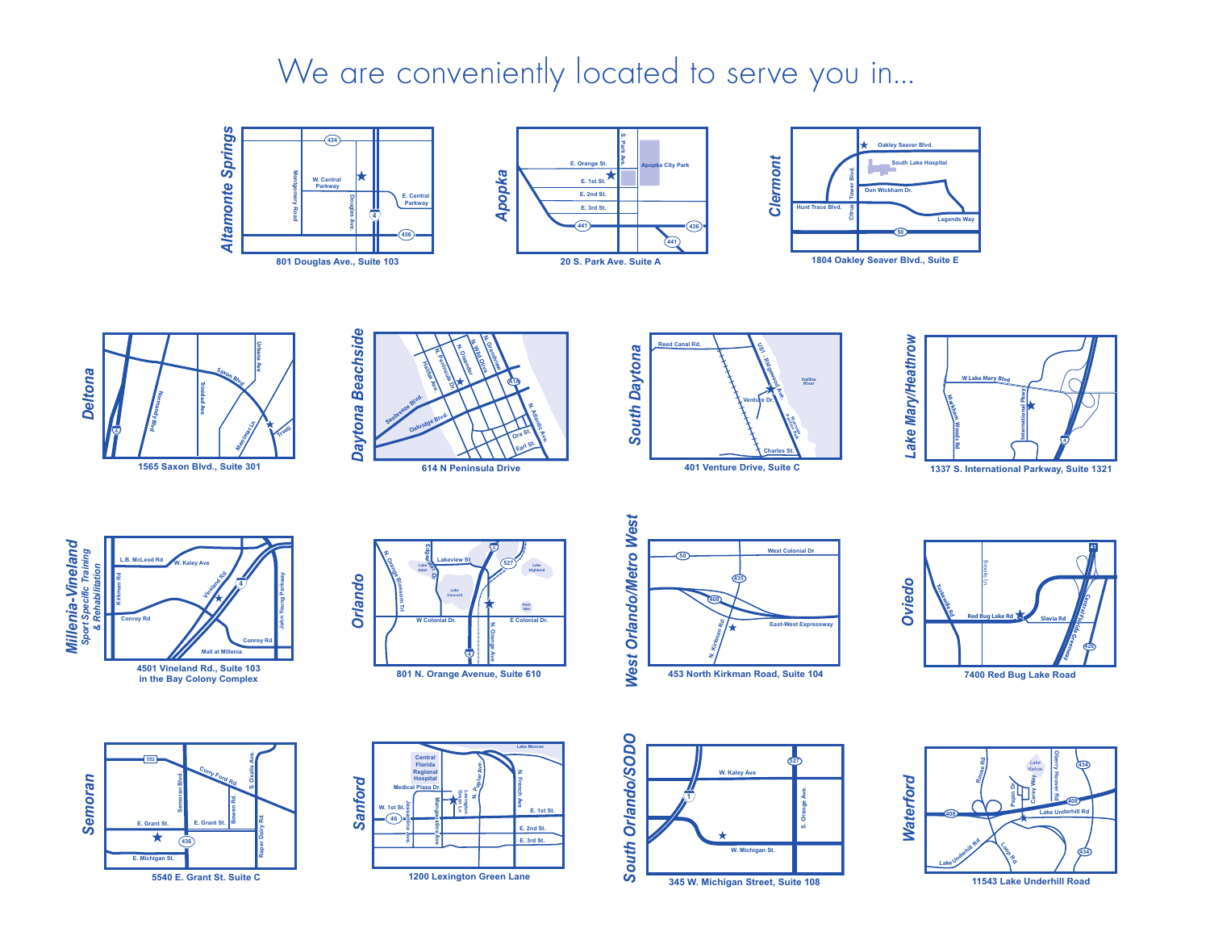# We are conveniently located to serve you in...

## Altamonte Springs

434

Montgomery Road

W. Central Parkway

Douglas Ave.

4

E. Central Parkway

436

801 Douglas Ave., Suite 103

## Apopka

S. Park Ave.

E. Orange St.

E. 1st St.

E. 2nd St.

E. 3rd St.

Apopka City Park

441

436

441

20 S. Park Ave. Suite A

## Clermont

Oakley Seaver Blvd.

South Lake Hospital

Tower Blvd.

Don Wickham Dr.

Hunt Trace Blvd.

Citrus

Legends Way

50

1804 Oakley Seaver Blvd., Suite E

## Deltona

4

Normandy Blvd

Trinidad Ave

Saxon Blvd

Urbana Ave

Merrimac Ln

Tivoli

1565 Saxon Blvd., Suite 301

## Daytona Beachside

N. Grandview

N. Wild Olive

N. Oleander

N. Peninsula Dr

Halifax Ave.

Seabreeze Blvd.

Oakridge Blvd.

A1A

N. Atlantic Ave.

Ora St.

Earl St.

614 N Peninsula Drive

## South Daytona

Reed Canal Rd.

US1 - Ridgewood Ave.

Halifax River

Venture Dr.

Charles St.

401 Venture Drive, Suite C

## Lake Mary/Heathrow

W Lake Mary Blvd

Markham Woods Rd

International Pkwy

4

1337 S. International Parkway, Suite 1321

## Millenia-Vineland

*Sport Specific Training & Rehabilitation*

L.B. McLeod Rd

W. Kaley Ave

Kirkman Rd

Vineland Rd

4

Conroy Rd

John Young Parkway

Conroy Rd

Mall at Millenia

4501 Vineland Rd., Suite 103
in the Bay Colony Complex

## Orlando

N. Orange Blossom Trl

Edgewater Dr

Lakeview St

Lake Adair

Lake Concord

5

527

Lake Highland

Park lake

W Colonial Dr.

E Colonial Dr.

N. Orange Ave

4

801 N. Orange Avenue, Suite 610

## West Orlando/Metro West

50

West Colonial Dr

435

408

N. Kirkman Rd

East-West Expressway

453 North Kirkman Road, Suite 104

## Oviedo

Brooks Ln

Tuskawilla Rd

Red Bug Lake Rd

Slavia Rd

Central Florida Greenway

417

426

7400 Red Bug Lake Road

## Semoran

552

Curry Ford Rd.

Semoran Blvd.

S. Oxalis Ave.

Bowen Rd.

Rapier Dairy Rd.

E. Grant St.

E. Grant St.

436

E. Michigan St.

5540 E. Grant St. Suite C

## Sanford

Central Florida Regional Hospital

Lake Monroe

Medical Plaza Dr.

N. Poplar Ave

N. French Ave

W. 1st St.

46

Jessamine Ave

Mangoustine Ave

Lexington Green Ln

E. 1st St.

E. 2nd St.

E. 3rd St.

1200 Lexington Green Lane

## South Orlando/SODO

527

W. Kaley Ave

1

S. Orange Ave.

W. Michigan St.

345 W. Michigan Street, Suite 108

## Waterford

Rouse Rd

Lake Kehoe

Oberry Hoover Rd

434

Pepin Dr

Carey Way

408

408

Lake Underhill Rd

Lake Underhill Rd

Loop Rd.

434

11543 Lake Underhill Road